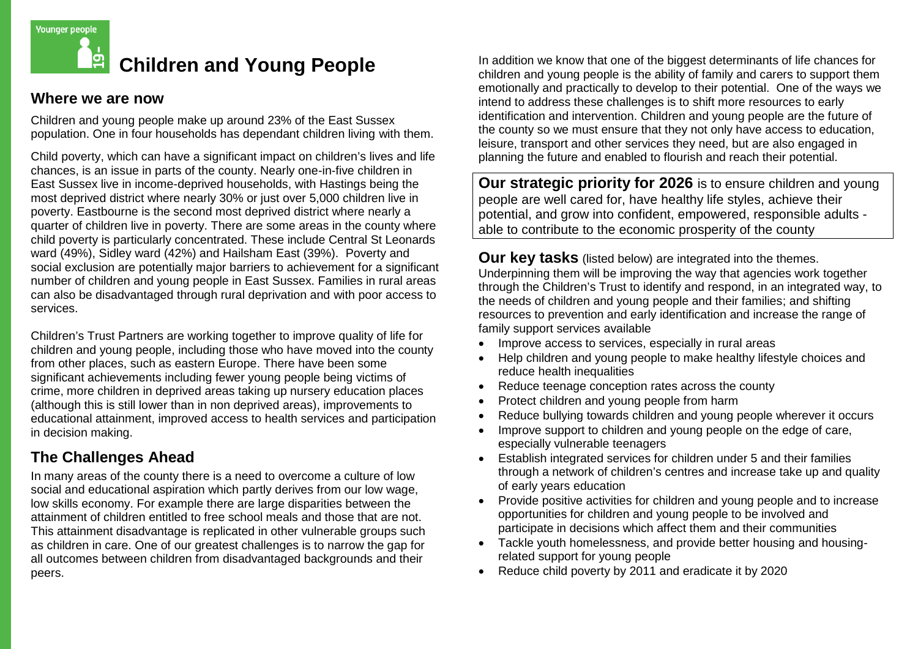Younger people

# Children and Young People

## Where we are now

Children and young people make up around 23% of the East Sussex population. One in four households has dependant children living with them.

Child poverty, which can have a significant impact on children's lives and life chances, is an issue in parts of the county. Nearly one-in-five children in East Sussex live in income-deprived households, with Hastings being the most deprived district where nearly 30% or just over 5,000 children live in poverty. Eastbourne is the second most deprived district where nearly a quarter of children live in poverty. There are some areas in the county where child poverty is particularly concentrated. These include Central St Leonards ward (49%), Sidley ward (42%) and Hailsham East (39%). Poverty and social exclusion are potentially major barriers to achievement for a significant number of children and young people in East Sussex. Families in rural areas can also be disadvantaged through rural deprivation and with poor access to services.

Children's Trust Partners are working together to improve quality of life for children and young people, including those who have moved into the county from other places, such as eastern Europe. There have been some significant achievements including fewer young people being victims of crime, more children in deprived areas taking up nursery education places (although this is still lower than in non deprived areas), improvements to educational attainment, improved access to health services and participation in decision making.

## The Challenges Ahead

In many areas of the county there is a need to overcome a culture of low social and educational aspiration which partly derives from our low wage, low skills economy. For example there are large disparities between the attainment of children entitled to free school meals and those that are not. This attainment disadvantage is replicated in other vulnerable groups such as children in care. One of our greatest challenges is to narrow the gap for all outcomes between children from disadvantaged backgrounds and their peers.

In addition we know that one of the biggest determinants of life chances for children and young people is the ability of family and carers to support them emotionally and practically to develop to their potential. One of the ways we intend to address these challenges is to shift more resources to early identification and intervention. Children and young people are the future of the county so we must ensure that they not only have access to education, leisure, transport and other services they need, but are also engaged in planning the future and enabled to flourish and reach their potential.

**Our strategic priority for 2026** is to ensure children and young people are well cared for, have healthy life styles, achieve their potential, and grow into confident, empowered, responsible adults - able to contribute to the economic prosperity of the county

**Our key tasks** (listed below) are integrated into the themes. Underpinning them will be improving the way that agencies work together through the Children's Trust to identify and respond, in an integrated way, to the needs of children and young people and their families; and shifting resources to prevention and early identification and increase the range of family support services available

- Improve access to services, especially in rural areas
- Help children and young people to make healthy lifestyle choices and reduce health inequalities
- Reduce teenage conception rates across the county
- Protect children and young people from harm
- Reduce bullying towards children and young people wherever it occurs
- Improve support to children and young people on the edge of care, especially vulnerable teenagers
- Establish integrated services for children under 5 and their families through a network of children's centres and increase take up and quality of early years education
- Provide positive activities for children and young people and to increase opportunities for children and young people to be involved and participate in decisions which affect them and their communities
- Tackle youth homelessness, and provide better housing and housing-related support for young people
- Reduce child poverty by 2011 and eradicate it by 2020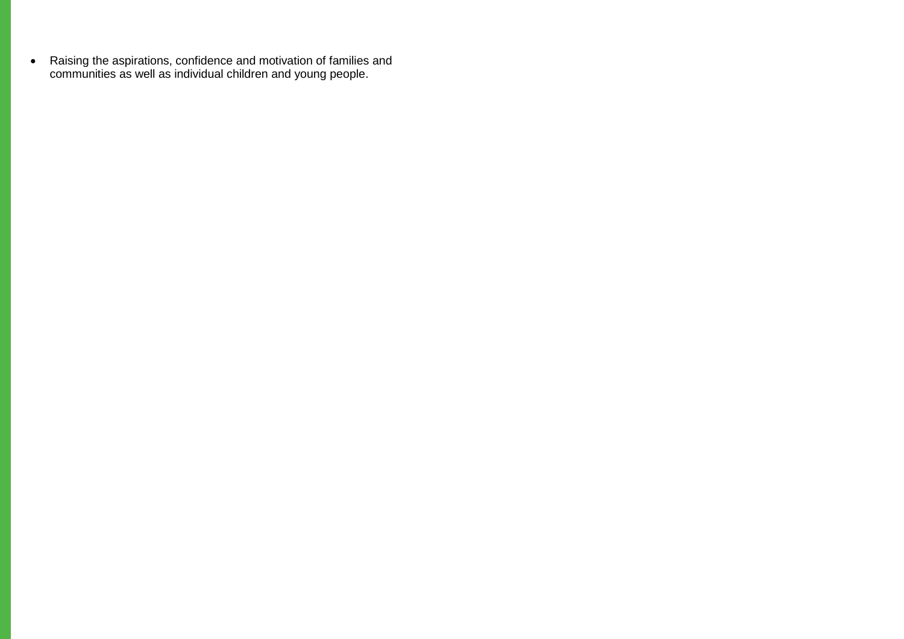- Raising the aspirations, confidence and motivation of families and communities as well as individual children and young people.